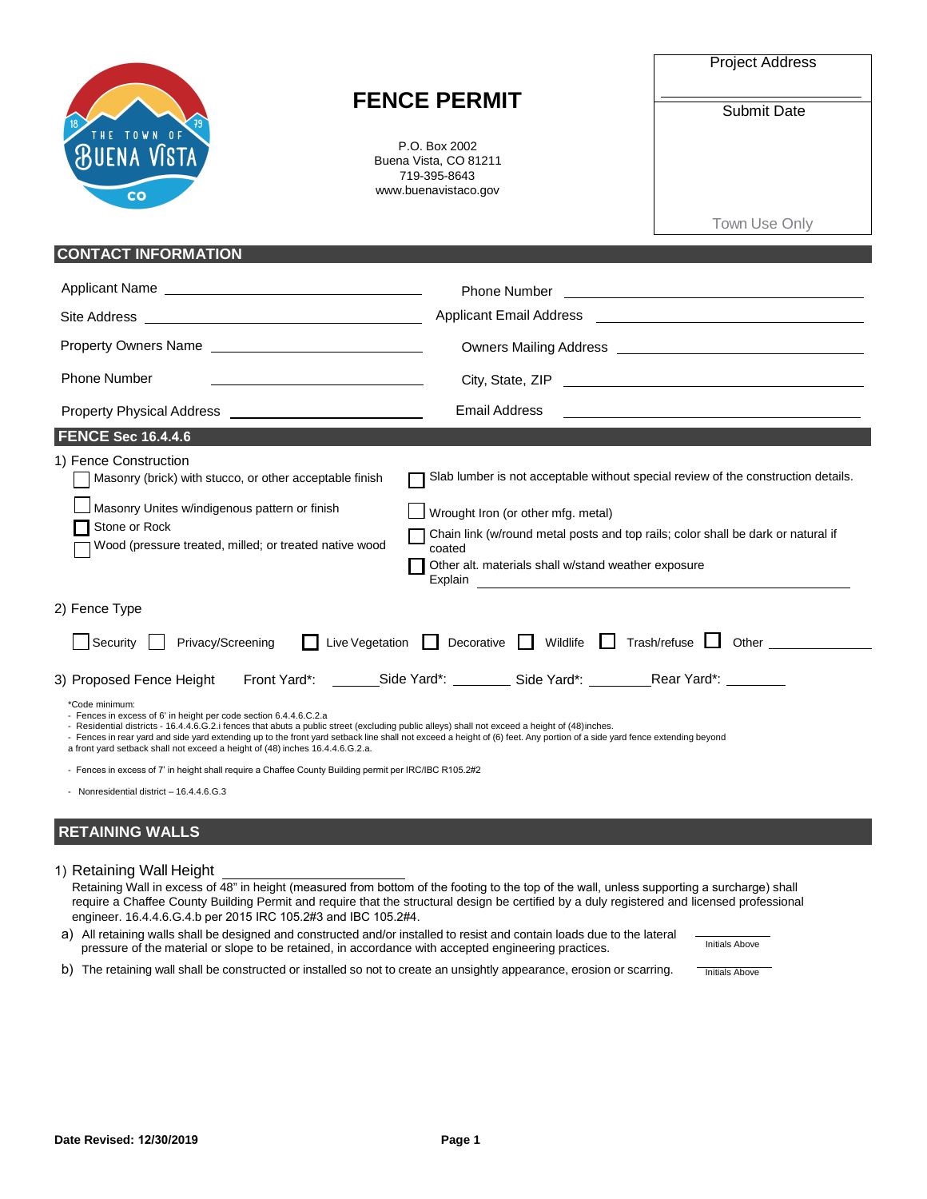# FENCE PERMIT

P.O. Box 2002
Buena Vista, CO 81211
719-395-8643
www.buenavistaco.gov

| Project Address |
| --- |
| |
| **Submit Date** |
| |
| Town Use Only |

## CONTACT INFORMATION

Applicant Name ______________________

Phone Number ______________________

Site Address ______________________

Applicant Email Address ______________________

Property Owners Name ______________________

Owners Mailing Address ______________________

Phone Number ______________________

City, State, ZIP ______________________

Property Physical Address ______________________

Email Address ______________________

## FENCE Sec 16.4.4.6

1) Fence Construction

- ☐ Masonry (brick) with stucco, or other acceptable finish
- ☐ Masonry Unites w/indigenous pattern or finish
- ☐ Stone or Rock
- ☐ Wood (pressure treated, milled; or treated native wood
- ☐ Slab lumber is not acceptable without special review of the construction details.
- ☐ Wrought Iron (or other mfg. metal)
- ☐ Chain link (w/round metal posts and top rails; color shall be dark or natural if coated
- ☐ Other alt. materials shall w/stand weather exposure
  Explain ______________________

2) Fence Type

☐ Security ☐ Privacy/Screening ☐ Live Vegetation ☐ Decorative ☐ Wildlife ☐ Trash/refuse ☐ Other ____________

3) Proposed Fence Height Front Yard*: ________ Side Yard*: ________ Side Yard*: ________ Rear Yard*: ________

*Code minimum:
- Fences in excess of 6' in height per code section 6.4.4.6.C.2.a
- Residential districts - 16.4.4.6.G.2.i fences that abuts a public street (excluding public alleys) shall not exceed a height of (48)inches.
- Fences in rear yard and side yard extending up to the front yard setback line shall not exceed a height of (6) feet. Any portion of a side yard fence extending beyond a front yard setback shall not exceed a height of (48) inches 16.4.4.6.G.2.a.
- Fences in excess of 7' in height shall require a Chaffee County Building permit per IRC/IBC R105.2#2
- Nonresidential district – 16.4.4.6.G.3

## RETAINING WALLS

1) Retaining Wall Height ______________________

Retaining Wall in excess of 48" in height (measured from bottom of the footing to the top of the wall, unless supporting a surcharge) shall require a Chaffee County Building Permit and require that the structural design be certified by a duly registered and licensed professional engineer. 16.4.4.6.G.4.b per 2015 IRC 105.2#3 and IBC 105.2#4.

a) All retaining walls shall be designed and constructed and/or installed to resist and contain loads due to the lateral pressure of the material or slope to be retained, in accordance with accepted engineering practices. ____________ Initials Above

b) The retaining wall shall be constructed or installed so not to create an unsightly appearance, erosion or scarring. ____________ Initials Above

**Date Revised: 12/30/2019**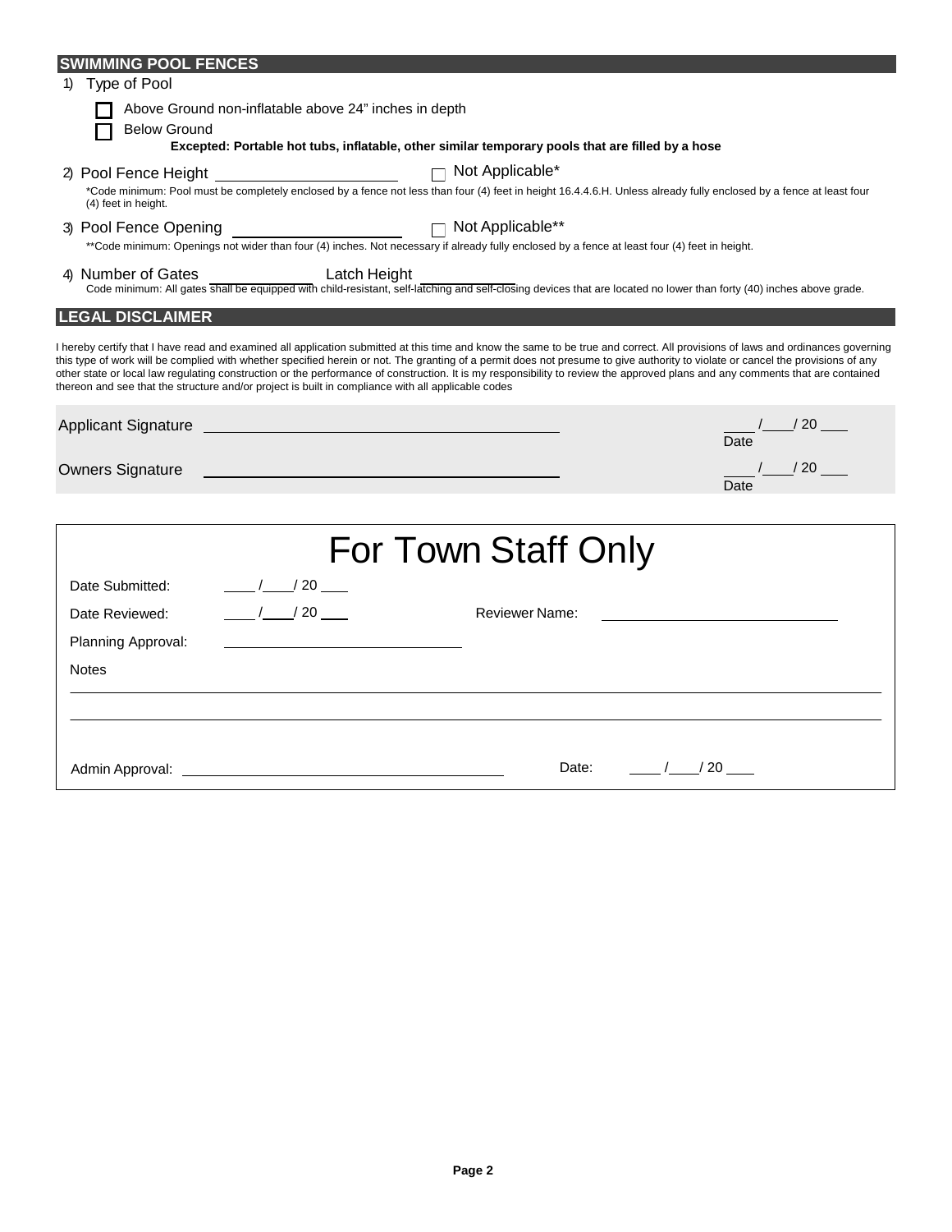## SWIMMING POOL FENCES

1) Type of Pool

- ☐ Above Ground non-inflatable above 24" inches in depth
- ☐ Below Ground

**Excepted: Portable hot tubs, inflatable, other similar temporary pools that are filled by a hose**

2) Pool Fence Height ____________________ ☐ Not Applicable*

*Code minimum: Pool must be completely enclosed by a fence not less than four (4) feet in height 16.4.4.6.H. Unless already fully enclosed by a fence at least four (4) feet in height.

3) Pool Fence Opening ____________________ ☐ Not Applicable**

**Code minimum: Openings not wider than four (4) inches. Not necessary if already fully enclosed by a fence at least four (4) feet in height.

4) Number of Gates ____________ Latch Height ____________

Code minimum: All gates shall be equipped with child-resistant, self-latching and self-closing devices that are located no lower than forty (40) inches above grade.

## LEGAL DISCLAIMER

I hereby certify that I have read and examined all application submitted at this time and know the same to be true and correct. All provisions of laws and ordinances governing this type of work will be complied with whether specified herein or not. The granting of a permit does not presume to give authority to violate or cancel the provisions of any other state or local law regulating construction or the performance of construction. It is my responsibility to review the approved plans and any comments that are contained thereon and see that the structure and/or project is built in compliance with all applicable codes

Applicant Signature ________________________________________ ____ /____/ 20 ____ Date

Owners Signature ________________________________________ ____ /____/ 20 ____ Date

# For Town Staff Only

Date Submitted: ____ /____/ 20 ____

Date Reviewed: ____ /____/ 20 ____ Reviewer Name: ____________________

Planning Approval: ____________________

Notes

________________________________________________________________________

________________________________________________________________________

Admin Approval: ________________________________________ Date: ____ /____/ 20 ____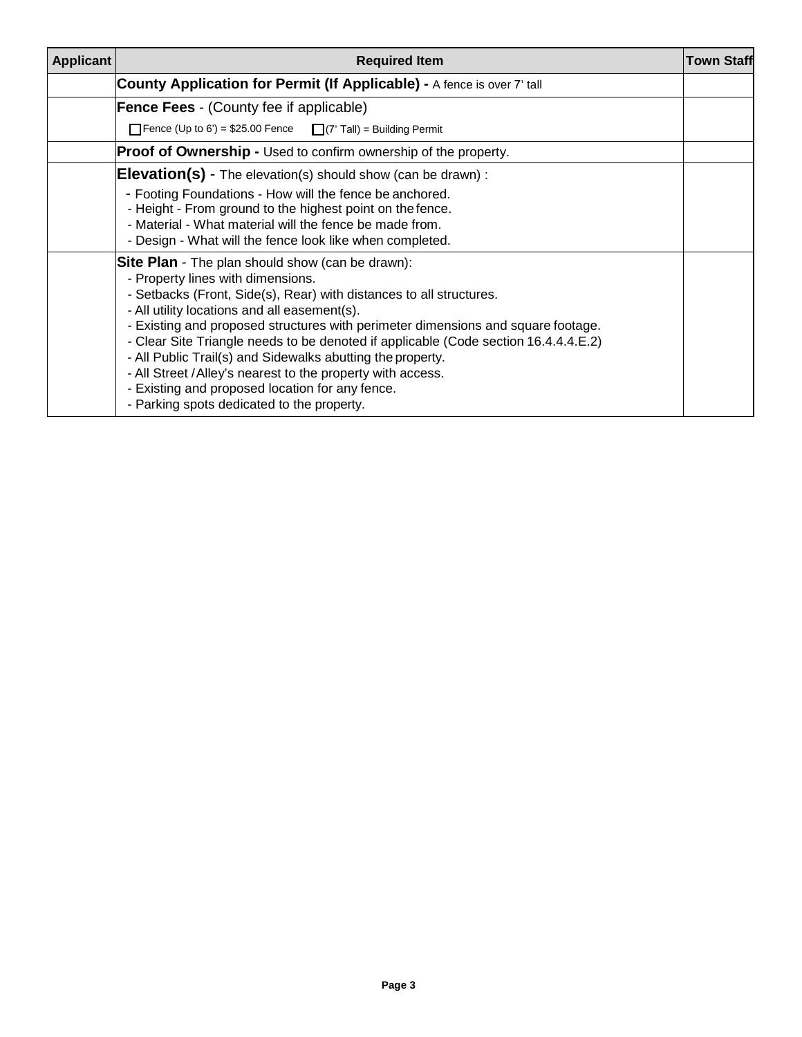| Applicant | Required Item | Town Staff |
|---|---|---|
| | **County Application for Permit (If Applicable) -** A fence is over 7' tall | |
| | **Fence Fees** - (County fee if applicable)<br>☐ Fence (Up to 6') = $25.00 Fence ☐ (7' Tall) = Building Permit | |
| | **Proof of Ownership -** Used to confirm ownership of the property. | |
| | **Elevation(s)** - The elevation(s) should show (can be drawn) :<br>- Footing Foundations - How will the fence be anchored.<br>- Height - From ground to the highest point on the fence.<br>- Material - What material will the fence be made from.<br>- Design - What will the fence look like when completed. | |
| | **Site Plan** - The plan should show (can be drawn):<br>- Property lines with dimensions.<br>- Setbacks (Front, Side(s), Rear) with distances to all structures.<br>- All utility locations and all easement(s).<br>- Existing and proposed structures with perimeter dimensions and square footage.<br>- Clear Site Triangle needs to be denoted if applicable (Code section 16.4.4.4.E.2)<br>- All Public Trail(s) and Sidewalks abutting the property.<br>- All Street /Alley's nearest to the property with access.<br>- Existing and proposed location for any fence.<br>- Parking spots dedicated to the property. | |